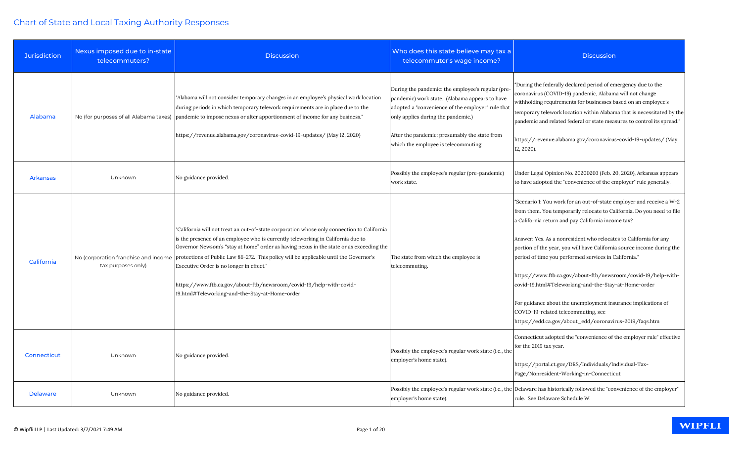# Chart of State and Local Taxing Authority Responses

| Jurisdiction | Nexus imposed due to in-state telecommuters? | Discussion | Who does this state believe may tax a telecommuter's wage income? | Discussion |
|---|---|---|---|---|
| Alabama | No (for purposes of all Alabama taxes) | "Alabama will not consider temporary changes in an employee's physical work location during periods in which temporary telework requirements are in place due to the pandemic to impose nexus or alter apportionment of income for any business."<br><br>https://revenue.alabama.gov/coronavirus-covid-19-updates/ (May 12, 2020) | During the pandemic: the employee's regular (pre-pandemic) work state. (Alabama appears to have adopted a "convenience of the employer" rule that only applies during the pandemic.)<br><br>After the pandemic: presumably the state from which the employee is telecommuting. | "During the federally declared period of emergency due to the coronavirus (COVID-19) pandemic, Alabama will not change withholding requirements for businesses based on an employee's temporary telework location within Alabama that is necessitated by the pandemic and related federal or state measures to control its spread."<br><br>https://revenue.alabama.gov/coronavirus-covid-19-updates/ (May 12, 2020). |
| Arkansas | Unknown | No guidance provided. | Possibly the employee's regular (pre-pandemic) work state. | Under Legal Opinion No. 20200203 (Feb. 20, 2020), Arkansas appears to have adopted the "convenience of the employer" rule generally. |
| California | No (corporation franchise and income tax purposes only) | "California will not treat an out-of-state corporation whose only connection to California is the presence of an employee who is currently teleworking in California due to Governor Newsom's "stay at home" order as having nexus in the state or as exceeding the protections of Public Law 86-272. This policy will be applicable until the Governor's Executive Order is no longer in effect."<br><br>https://www.ftb.ca.gov/about-ftb/newsroom/covid-19/help-with-covid-19.html#Teleworking-and-the-Stay-at-Home-order | The state from which the employee is telecommuting. | "Scenario 1: You work for an out-of-state employer and receive a W-2 from them. You temporarily relocate to California. Do you need to file a California return and pay California income tax?<br><br>Answer: Yes. As a nonresident who relocates to California for any portion of the year, you will have California source income during the period of time you performed services in California."<br><br>https://www.ftb.ca.gov/about-ftb/newsroom/covid-19/help-with-covid-19.html#Teleworking-and-the-Stay-at-Home-order<br><br>For guidance about the unemployment insurance implications of COVID-19-related telecommuting, see https://edd.ca.gov/about_edd/coronavirus-2019/faqs.htm |
| Connecticut | Unknown | No guidance provided. | Possibly the employee's regular work state (i.e., the employer's home state). | Connecticut adopted the "convenience of the employer rule" effective for the 2019 tax year.<br><br>https://portal.ct.gov/DRS/Individuals/Individual-Tax-Page/Nonresident-Working-in-Connecticut |
| Delaware | Unknown | No guidance provided. | Possibly the employee's regular work state (i.e., the employer's home state). | Delaware has historically followed the "convenience of the employer" rule. See Delaware Schedule W. |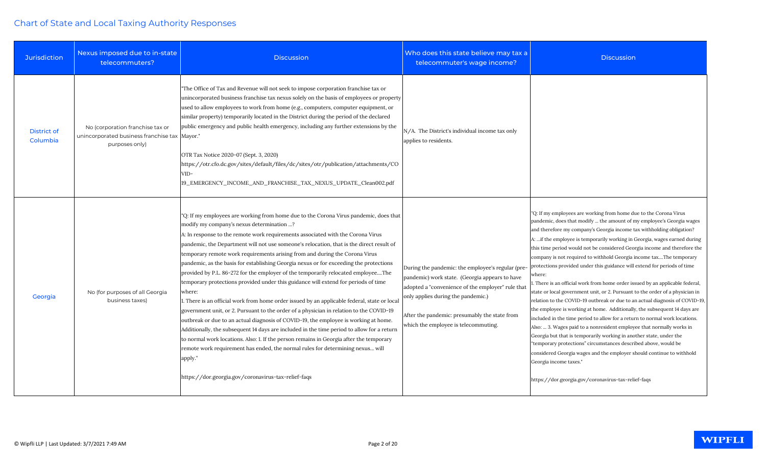# Chart of State and Local Taxing Authority Responses

| Jurisdiction | Nexus imposed due to in-state telecommuters? | Discussion | Who does this state believe may tax a telecommuter's wage income? | Discussion |
|---|---|---|---|---|
| District of Columbia | No (corporation franchise tax or unincorporated business franchise tax purposes only) | "The Office of Tax and Revenue will not seek to impose corporation franchise tax or unincorporated business franchise tax nexus solely on the basis of employees or property used to allow employees to work from home (e.g., computers, computer equipment, or similar property) temporarily located in the District during the period of the declared public emergency and public health emergency, including any further extensions by the Mayor."<br><br>OTR Tax Notice 2020-07 (Sept. 3, 2020)<br>https://otr.cfo.dc.gov/sites/default/files/dc/sites/otr/publication/attachments/COVID-19_EMERGENCY_INCOME_AND_FRANCHISE_TAX_NEXUS_UPDATE_Clean002.pdf | N/A. The District's individual income tax only applies to residents. | |
| Georgia | No (for purposes of all Georgia business taxes) | "Q: If my employees are working from home due to the Corona Virus pandemic, does that modify my company's nexus determination …?<br>A: In response to the remote work requirements associated with the Corona Virus pandemic, the Department will not use someone's relocation, that is the direct result of temporary remote work requirements arising from and during the Corona Virus pandemic, as the basis for establishing Georgia nexus or for exceeding the protections provided by P.L. 86-272 for the employer of the temporarily relocated employee….The temporary protections provided under this guidance will extend for periods of time where:<br>1. There is an official work from home order issued by an applicable federal, state or local government unit, or 2. Pursuant to the order of a physician in relation to the COVID-19 outbreak or due to an actual diagnosis of COVID-19, the employee is working at home. Additionally, the subsequent 14 days are included in the time period to allow for a return to normal work locations. Also: 1. If the person remains in Georgia after the temporary remote work requirement has ended, the normal rules for determining nexus… will apply."<br><br>https://dor.georgia.gov/coronavirus-tax-relief-faqs | During the pandemic: the employee's regular (pre-pandemic) work state. (Georgia appears to have adopted a "convenience of the employer" rule that only applies during the pandemic.)<br><br>After the pandemic: presumably the state from which the employee is telecommuting. | "Q: If my employees are working from home due to the Corona Virus pandemic, does that modify … the amount of my employee's Georgia wages and therefore my company's Georgia income tax withholding obligation?<br>A: …if the employee is temporarily working in Georgia, wages earned during this time period would not be considered Georgia income and therefore the company is not required to withhold Georgia income tax….The temporary protections provided under this guidance will extend for periods of time where:<br>1. There is an official work from home order issued by an applicable federal, state or local government unit, or 2. Pursuant to the order of a physician in relation to the COVID-19 outbreak or due to an actual diagnosis of COVID-19, the employee is working at home. Additionally, the subsequent 14 days are included in the time period to allow for a return to normal work locations.<br>Also: … 3. Wages paid to a nonresident employee that normally works in Georgia but that is temporarily working in another state, under the "temporary protections" circumstances described above, would be considered Georgia wages and the employer should continue to withhold Georgia income taxes."<br><br>https://dor.georgia.gov/coronavirus-tax-relief-faqs |

© Wipfli LLP | Last Updated: 3/7/2021 7:49 AM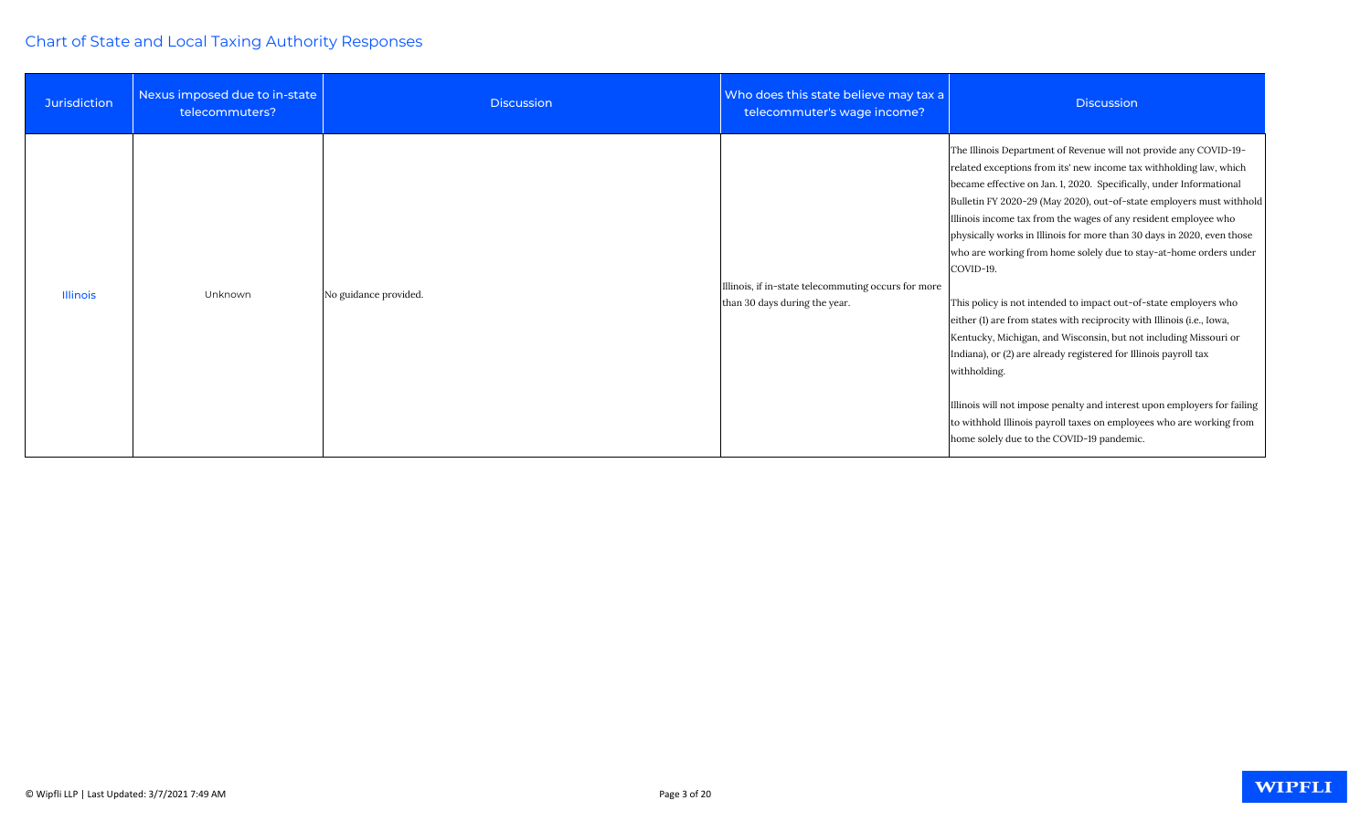## Chart of State and Local Taxing Authority Responses

| Jurisdiction | Nexus imposed due to in-state telecommuters? | Discussion | Who does this state believe may tax a telecommuter's wage income? | Discussion |
|---|---|---|---|---|
| Illinois | Unknown | No guidance provided. | Illinois, if in-state telecommuting occurs for more than 30 days during the year. | The Illinois Department of Revenue will not provide any COVID-19-related exceptions from its' new income tax withholding law, which became effective on Jan. 1, 2020. Specifically, under Informational Bulletin FY 2020-29 (May 2020), out-of-state employers must withhold Illinois income tax from the wages of any resident employee who physically works in Illinois for more than 30 days in 2020, even those who are working from home solely due to stay-at-home orders under COVID-19.<br><br>This policy is not intended to impact out-of-state employers who either (1) are from states with reciprocity with Illinois (i.e., Iowa, Kentucky, Michigan, and Wisconsin, but not including Missouri or Indiana), or (2) are already registered for Illinois payroll tax withholding.<br><br>Illinois will not impose penalty and interest upon employers for failing to withhold Illinois payroll taxes on employees who are working from home solely due to the COVID-19 pandemic. |

© Wipfli LLP | Last Updated: 3/7/2021 7:49 AM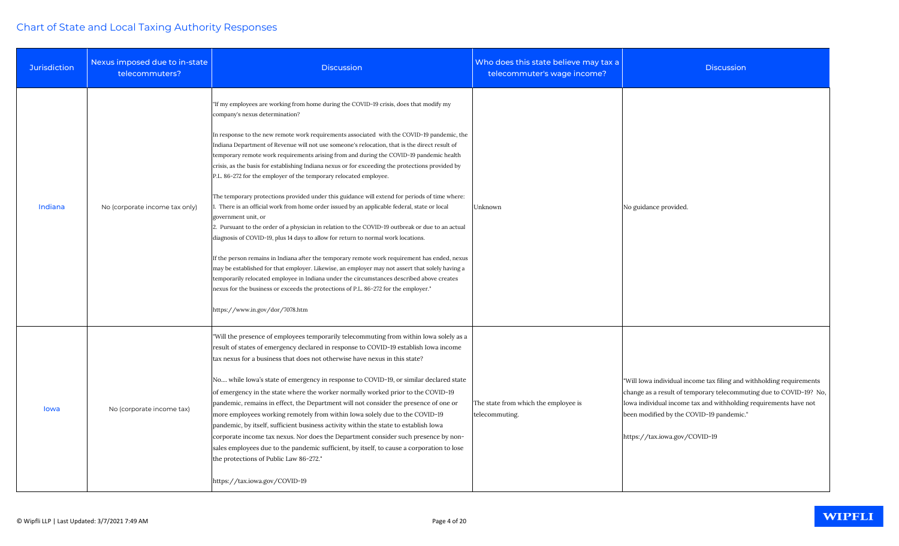## Chart of State and Local Taxing Authority Responses

| Jurisdiction | Nexus imposed due to in-state telecommuters? | Discussion | Who does this state believe may tax a telecommuter's wage income? | Discussion |
|---|---|---|---|---|
| Indiana | No (corporate income tax only) | "If my employees are working from home during the COVID-19 crisis, does that modify my company's nexus determination?<br><br>In response to the new remote work requirements associated with the COVID-19 pandemic, the Indiana Department of Revenue will not use someone's relocation, that is the direct result of temporary remote work requirements arising from and during the COVID-19 pandemic health crisis, as the basis for establishing Indiana nexus or for exceeding the protections provided by P.L. 86-272 for the employer of the temporary relocated employee.<br><br>The temporary protections provided under this guidance will extend for periods of time where:<br>1. There is an official work from home order issued by an applicable federal, state or local government unit, or<br>2. Pursuant to the order of a physician in relation to the COVID-19 outbreak or due to an actual diagnosis of COVID-19, plus 14 days to allow for return to normal work locations.<br><br>If the person remains in Indiana after the temporary remote work requirement has ended, nexus may be established for that employer. Likewise, an employer may not assert that solely having a temporarily relocated employee in Indiana under the circumstances described above creates nexus for the business or exceeds the protections of P.L. 86-272 for the employer."<br><br>https://www.in.gov/dor/7078.htm | Unknown | No guidance provided. |
| Iowa | No (corporate income tax) | "Will the presence of employees temporarily telecommuting from within Iowa solely as a result of states of emergency declared in response to COVID-19 establish Iowa income tax nexus for a business that does not otherwise have nexus in this state?<br><br>No.... while Iowa's state of emergency in response to COVID-19, or similar declared state of emergency in the state where the worker normally worked prior to the COVID-19 pandemic, remains in effect, the Department will not consider the presence of one or more employees working remotely from within Iowa solely due to the COVID-19 pandemic, by itself, sufficient business activity within the state to establish Iowa corporate income tax nexus. Nor does the Department consider such presence by non-sales employees due to the pandemic sufficient, by itself, to cause a corporation to lose the protections of Public Law 86-272."<br><br>https://tax.iowa.gov/COVID-19 | The state from which the employee is telecommuting. | "Will Iowa individual income tax filing and withholding requirements change as a result of temporary telecommuting due to COVID-19? No, Iowa individual income tax and withholding requirements have not been modified by the COVID-19 pandemic."<br><br>https://tax.iowa.gov/COVID-19 |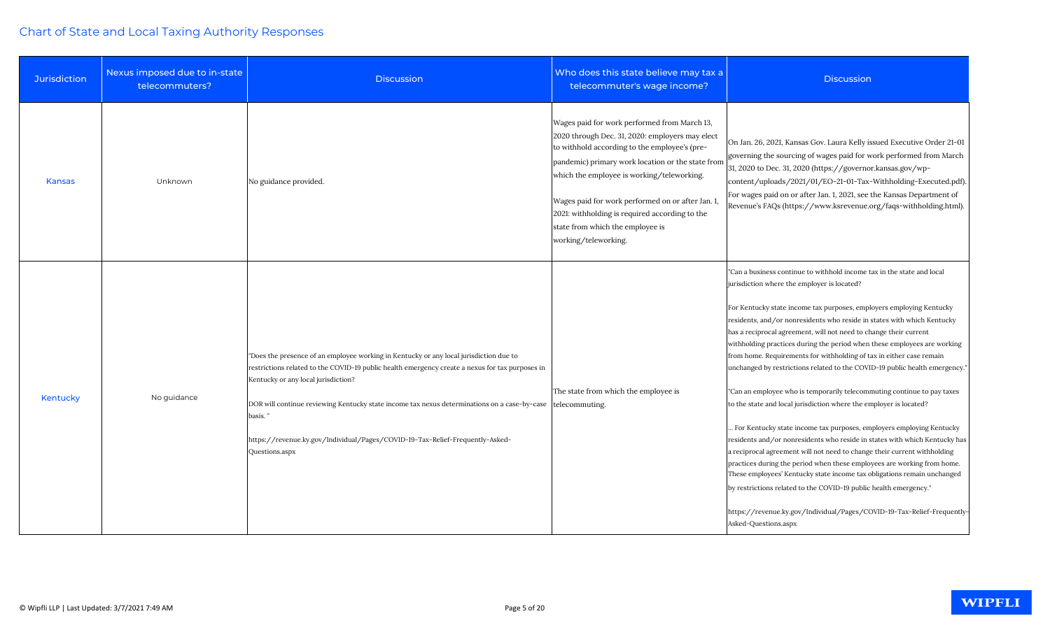## Chart of State and Local Taxing Authority Responses

| Jurisdiction | Nexus imposed due to in-state telecommuters? | Discussion | Who does this state believe may tax a telecommuter's wage income? | Discussion |
|---|---|---|---|---|
| Kansas | Unknown | No guidance provided. | Wages paid for work performed from March 13, 2020 through Dec. 31, 2020: employers may elect to withhold according to the employee's (pre-pandemic) primary work location or the state from which the employee is working/teleworking.<br><br>Wages paid for work performed on or after Jan. 1, 2021: withholding is required according to the state from which the employee is working/teleworking. | On Jan. 26, 2021, Kansas Gov. Laura Kelly issued Executive Order 21-01 governing the sourcing of wages paid for work performed from March 31, 2020 to Dec. 31, 2020 (https://governor.kansas.gov/wp-content/uploads/2021/01/EO-21-01-Tax-Withholding-Executed.pdf). For wages paid on or after Jan. 1, 2021, see the Kansas Department of Revenue's FAQs (https://www.ksrevenue.org/faqs-withholding.html). |
| Kentucky | No guidance | "Does the presence of an employee working in Kentucky or any local jurisdiction due to restrictions related to the COVID-19 public health emergency create a nexus for tax purposes in Kentucky or any local jurisdiction?<br><br>DOR will continue reviewing Kentucky state income tax nexus determinations on a case-by-case basis. "<br><br>https://revenue.ky.gov/Individual/Pages/COVID-19-Tax-Relief-Frequently-Asked-Questions.aspx | The state from which the employee is telecommuting. | "Can a business continue to withhold income tax in the state and local jurisdiction where the employer is located?<br><br>For Kentucky state income tax purposes, employers employing Kentucky residents, and/or nonresidents who reside in states with which Kentucky has a reciprocal agreement, will not need to change their current withholding practices during the period when these employees are working from home. Requirements for withholding of tax in either case remain unchanged by restrictions related to the COVID-19 public health emergency."<br><br>"Can an employee who is temporarily telecommuting continue to pay taxes to the state and local jurisdiction where the employer is located?<br><br>... For Kentucky state income tax purposes, employers employing Kentucky residents and/or nonresidents who reside in states with which Kentucky has a reciprocal agreement will not need to change their current withholding practices during the period when these employees are working from home. These employees' Kentucky state income tax obligations remain unchanged by restrictions related to the COVID-19 public health emergency."<br><br>https://revenue.ky.gov/Individual/Pages/COVID-19-Tax-Relief-Frequently-Asked-Questions.aspx |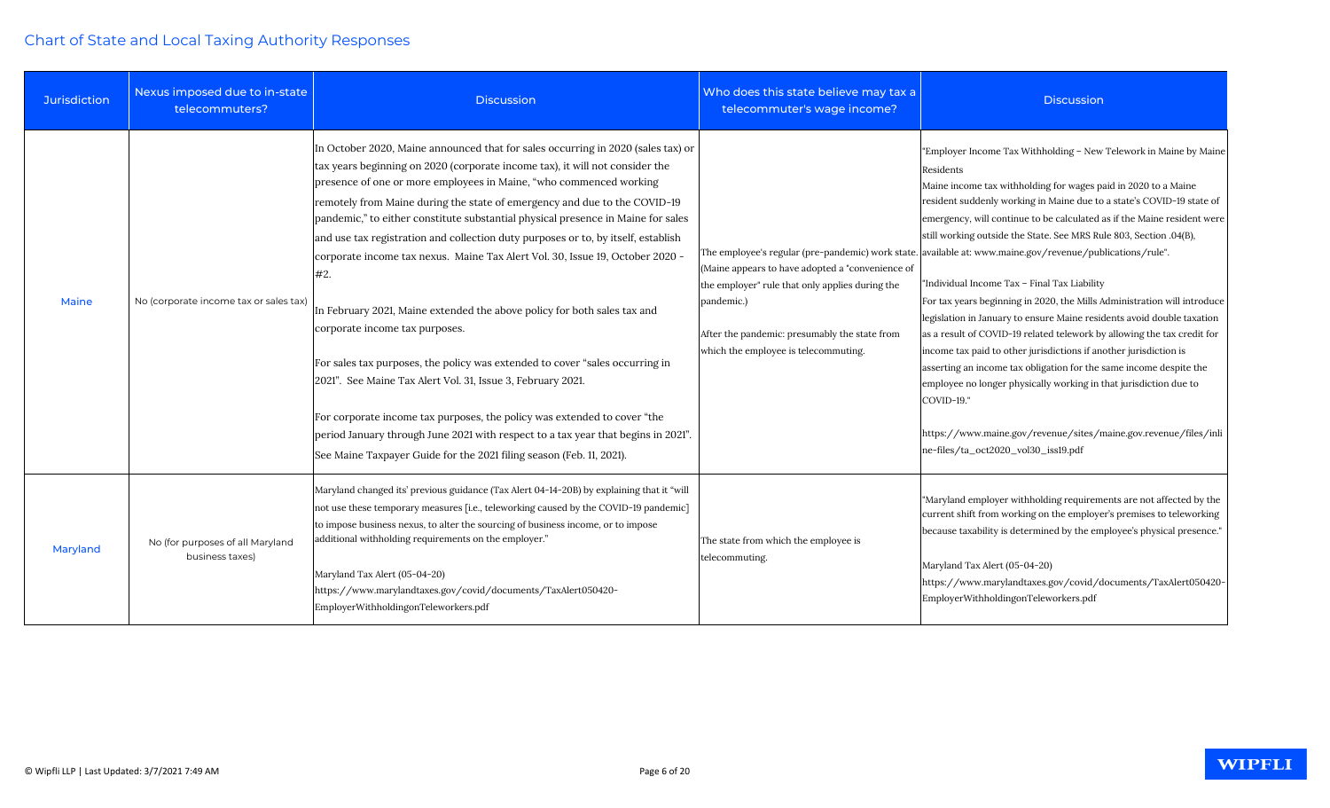## Chart of State and Local Taxing Authority Responses

| Jurisdiction | Nexus imposed due to in-state telecommuters? | Discussion | Who does this state believe may tax a telecommuter's wage income? | Discussion |
|---|---|---|---|---|
| Maine | No (corporate income tax or sales tax) | In October 2020, Maine announced that for sales occurring in 2020 (sales tax) or tax years beginning on 2020 (corporate income tax), it will not consider the presence of one or more employees in Maine, "who commenced working remotely from Maine during the state of emergency and due to the COVID-19 pandemic," to either constitute substantial physical presence in Maine for sales and use tax registration and collection duty purposes or to, by itself, establish corporate income tax nexus. Maine Tax Alert Vol. 30, Issue 19, October 2020 - #2.<br><br>In February 2021, Maine extended the above policy for both sales tax and corporate income tax purposes.<br><br>For sales tax purposes, the policy was extended to cover "sales occurring in 2021". See Maine Tax Alert Vol. 31, Issue 3, February 2021.<br><br>For corporate income tax purposes, the policy was extended to cover "the period January through June 2021 with respect to a tax year that begins in 2021". See Maine Taxpayer Guide for the 2021 filing season (Feb. 11, 2021). | The employee's regular (pre-pandemic) work state. (Maine appears to have adopted a "convenience of the employer" rule that only applies during the pandemic.)<br><br>After the pandemic: presumably the state from which the employee is telecommuting. | "Employer Income Tax Withholding – New Telework in Maine by Maine Residents<br>Maine income tax withholding for wages paid in 2020 to a Maine resident suddenly working in Maine due to a state's COVID-19 state of emergency, will continue to be calculated as if the Maine resident were still working outside the State. See MRS Rule 803, Section .04(B), available at: www.maine.gov/revenue/publications/rule".<br><br>"Individual Income Tax – Final Tax Liability<br>For tax years beginning in 2020, the Mills Administration will introduce legislation in January to ensure Maine residents avoid double taxation as a result of COVID-19 related telework by allowing the tax credit for income tax paid to other jurisdictions if another jurisdiction is asserting an income tax obligation for the same income despite the employee no longer physically working in that jurisdiction due to COVID-19."<br><br>https://www.maine.gov/revenue/sites/maine.gov.revenue/files/inline-files/ta_oct2020_vol30_iss19.pdf |
| Maryland | No (for purposes of all Maryland business taxes) | Maryland changed its' previous guidance (Tax Alert 04-14-20B) by explaining that it "will not use these temporary measures [i.e., teleworking caused by the COVID-19 pandemic] to impose business nexus, to alter the sourcing of business income, or to impose additional withholding requirements on the employer."<br><br>Maryland Tax Alert (05-04-20)<br>https://www.marylandtaxes.gov/covid/documents/TaxAlert050420-EmployerWithholdingonTeleworkers.pdf | The state from which the employee is telecommuting. | "Maryland employer withholding requirements are not affected by the current shift from working on the employer's premises to teleworking because taxability is determined by the employee's physical presence."<br><br>Maryland Tax Alert (05-04-20)<br>https://www.marylandtaxes.gov/covid/documents/TaxAlert050420-EmployerWithholdingonTeleworkers.pdf |

© Wipfli LLP | Last Updated: 3/7/2021 7:49 AM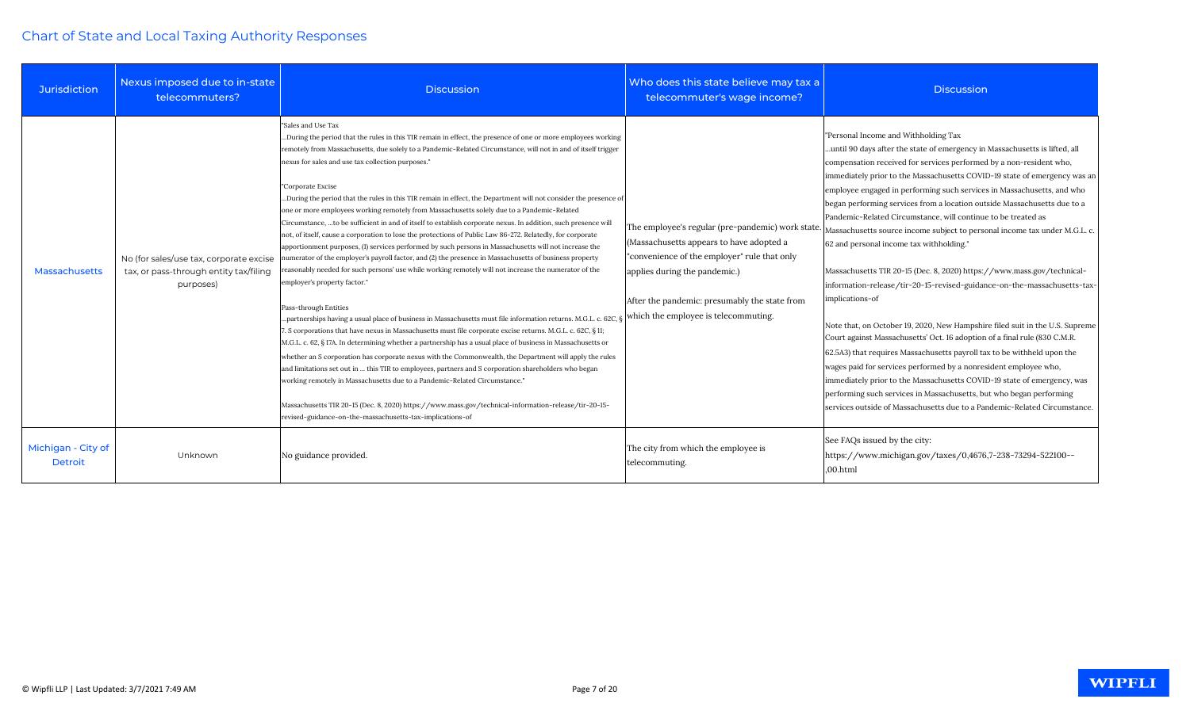# Chart of State and Local Taxing Authority Responses

| Jurisdiction | Nexus imposed due to in-state telecommuters? | Discussion | Who does this state believe may tax a telecommuter's wage income? | Discussion |
|---|---|---|---|---|
| Massachusetts | No (for sales/use tax, corporate excise tax, or pass-through entity tax/filing purposes) | "Sales and Use Tax<br>…During the period that the rules in this TIR remain in effect, the presence of one or more employees working remotely from Massachusetts, due solely to a Pandemic-Related Circumstance, will not in and of itself trigger nexus for sales and use tax collection purposes."<br><br>"Corporate Excise<br>…During the period that the rules in this TIR remain in effect, the Department will not consider the presence of one or more employees working remotely from Massachusetts solely due to a Pandemic-Related Circumstance, …to be sufficient in and of itself to establish corporate nexus. In addition, such presence will not, of itself, cause a corporation to lose the protections of Public Law 86-272. Relatedly, for corporate apportionment purposes, (1) services performed by such persons in Massachusetts will not increase the numerator of the employer's payroll factor, and (2) the presence in Massachusetts of business property reasonably needed for such persons' use while working remotely will not increase the numerator of the employer's property factor."<br><br>Pass-through Entities<br>…partnerships having a usual place of business in Massachusetts must file information returns. M.G.L. c. 62C, § 7. S corporations that have nexus in Massachusetts must file corporate excise returns. M.G.L. c. 62C, § 11; M.G.L. c. 62, § 17A. In determining whether a partnership has a usual place of business in Massachusetts or whether an S corporation has corporate nexus with the Commonwealth, the Department will apply the rules and limitations set out in … this TIR to employees, partners and S corporation shareholders who began working remotely in Massachusetts due to a Pandemic-Related Circumstance."<br><br>Massachusetts TIR 20-15 (Dec. 8, 2020) https://www.mass.gov/technical-information-release/tir-20-15-revised-guidance-on-the-massachusetts-tax-implications-of | The employee's regular (pre-pandemic) work state. (Massachusetts appears to have adopted a "convenience of the employer" rule that only applies during the pandemic.)<br><br>After the pandemic: presumably the state from which the employee is telecommuting. | "Personal Income and Withholding Tax<br>…until 90 days after the state of emergency in Massachusetts is lifted, all compensation received for services performed by a non-resident who, immediately prior to the Massachusetts COVID-19 state of emergency was an employee engaged in performing such services in Massachusetts, and who began performing services from a location outside Massachusetts due to a Pandemic-Related Circumstance, will continue to be treated as Massachusetts source income subject to personal income tax under M.G.L. c. 62 and personal income tax withholding."<br><br>Massachusetts TIR 20-15 (Dec. 8, 2020) https://www.mass.gov/technical-information-release/tir-20-15-revised-guidance-on-the-massachusetts-tax-implications-of<br><br>Note that, on October 19, 2020, New Hampshire filed suit in the U.S. Supreme Court against Massachusetts' Oct. 16 adoption of a final rule (830 C.M.R. 62.5A3) that requires Massachusetts payroll tax to be withheld upon the wages paid for services performed by a nonresident employee who, immediately prior to the Massachusetts COVID-19 state of emergency, was performing such services in Massachusetts, but who began performing services outside of Massachusetts due to a Pandemic-Related Circumstance. |
| Michigan - City of Detroit | Unknown | No guidance provided. | The city from which the employee is telecommuting. | See FAQs issued by the city:<br>https://www.michigan.gov/taxes/0,4676,7-238-73294-522100--,00.html |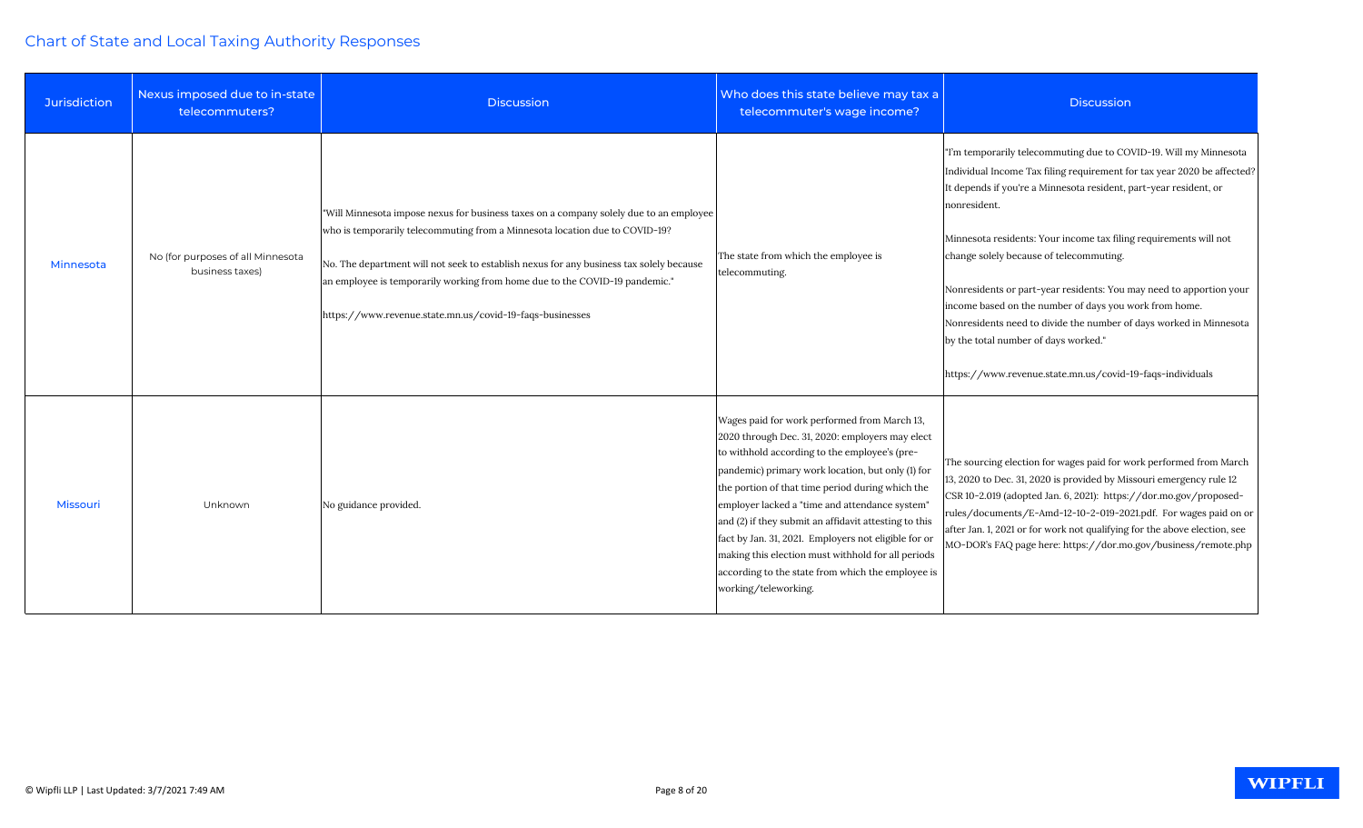## Chart of State and Local Taxing Authority Responses

| Jurisdiction | Nexus imposed due to in-state telecommuters? | Discussion | Who does this state believe may tax a telecommuter's wage income? | Discussion |
|---|---|---|---|---|
| Minnesota | No (for purposes of all Minnesota business taxes) | "Will Minnesota impose nexus for business taxes on a company solely due to an employee who is temporarily telecommuting from a Minnesota location due to COVID-19?<br><br>No. The department will not seek to establish nexus for any business tax solely because an employee is temporarily working from home due to the COVID-19 pandemic."<br><br>https://www.revenue.state.mn.us/covid-19-faqs-businesses | The state from which the employee is telecommuting. | "I'm temporarily telecommuting due to COVID-19. Will my Minnesota Individual Income Tax filing requirement for tax year 2020 be affected? It depends if you're a Minnesota resident, part-year resident, or nonresident.<br><br>Minnesota residents: Your income tax filing requirements will not change solely because of telecommuting.<br><br>Nonresidents or part-year residents: You may need to apportion your income based on the number of days you work from home. Nonresidents need to divide the number of days worked in Minnesota by the total number of days worked."<br><br>https://www.revenue.state.mn.us/covid-19-faqs-individuals |
| Missouri | Unknown | No guidance provided. | Wages paid for work performed from March 13, 2020 through Dec. 31, 2020: employers may elect to withhold according to the employee's (pre-pandemic) primary work location, but only (1) for the portion of that time period during which the employer lacked a "time and attendance system" and (2) if they submit an affidavit attesting to this fact by Jan. 31, 2021. Employers not eligible for or making this election must withhold for all periods according to the state from which the employee is working/teleworking. | The sourcing election for wages paid for work performed from March 13, 2020 to Dec. 31, 2020 is provided by Missouri emergency rule 12 CSR 10-2.019 (adopted Jan. 6, 2021): https://dor.mo.gov/proposed-rules/documents/E-Amd-12-10-2-019-2021.pdf. For wages paid on or after Jan. 1, 2021 or for work not qualifying for the above election, see MO-DOR's FAQ page here: https://dor.mo.gov/business/remote.php |

© Wipfli LLP | Last Updated: 3/7/2021 7:49 AM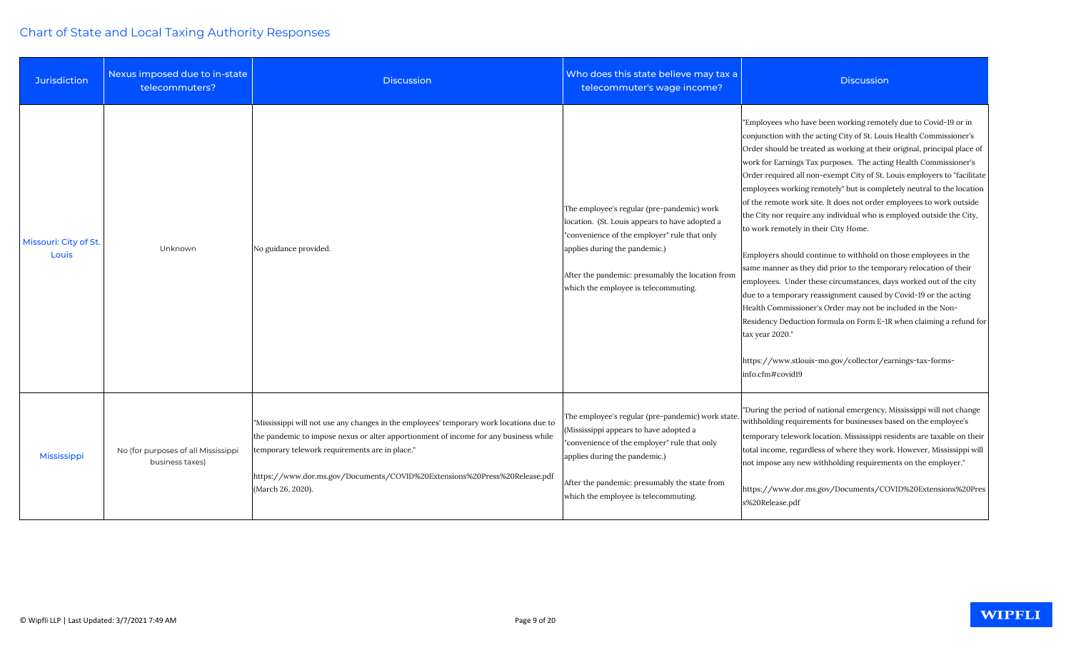## Chart of State and Local Taxing Authority Responses

| Jurisdiction | Nexus imposed due to in-state telecommuters? | Discussion | Who does this state believe may tax a telecommuter's wage income? | Discussion |
|---|---|---|---|---|
| Missouri: City of St. Louis | Unknown | No guidance provided. | The employee's regular (pre-pandemic) work location. (St. Louis appears to have adopted a "convenience of the employer" rule that only applies during the pandemic.)<br><br>After the pandemic: presumably the location from which the employee is telecommuting. | "Employees who have been working remotely due to Covid-19 or in conjunction with the acting City of St. Louis Health Commissioner's Order should be treated as working at their original, principal place of work for Earnings Tax purposes. The acting Health Commissioner's Order required all non-exempt City of St. Louis employers to "facilitate employees working remotely" but is completely neutral to the location of the remote work site. It does not order employees to work outside the City nor require any individual who is employed outside the City, to work remotely in their City Home.<br><br>Employers should continue to withhold on those employees in the same manner as they did prior to the temporary relocation of their employees. Under these circumstances, days worked out of the city due to a temporary reassignment caused by Covid-19 or the acting Health Commissioner's Order may not be included in the Non-Residency Deduction formula on Form E-1R when claiming a refund for tax year 2020."<br><br>https://www.stlouis-mo.gov/collector/earnings-tax-forms-info.cfm#covid19 |
| Mississippi | No (for purposes of all Mississippi business taxes) | "Mississippi will not use any changes in the employees' temporary work locations due to the pandemic to impose nexus or alter apportionment of income for any business while temporary telework requirements are in place."<br><br>https://www.dor.ms.gov/Documents/COVID%20Extensions%20Press%20Release.pdf (March 26, 2020). | The employee's regular (pre-pandemic) work state. (Mississippi appears to have adopted a "convenience of the employer" rule that only applies during the pandemic.)<br><br>After the pandemic: presumably the state from which the employee is telecommuting. | "During the period of national emergency, Mississippi will not change withholding requirements for businesses based on the employee's temporary telework location. Mississippi residents are taxable on their total income, regardless of where they work. However, Mississippi will not impose any new withholding requirements on the employer."<br><br>https://www.dor.ms.gov/Documents/COVID%20Extensions%20Press%20Release.pdf |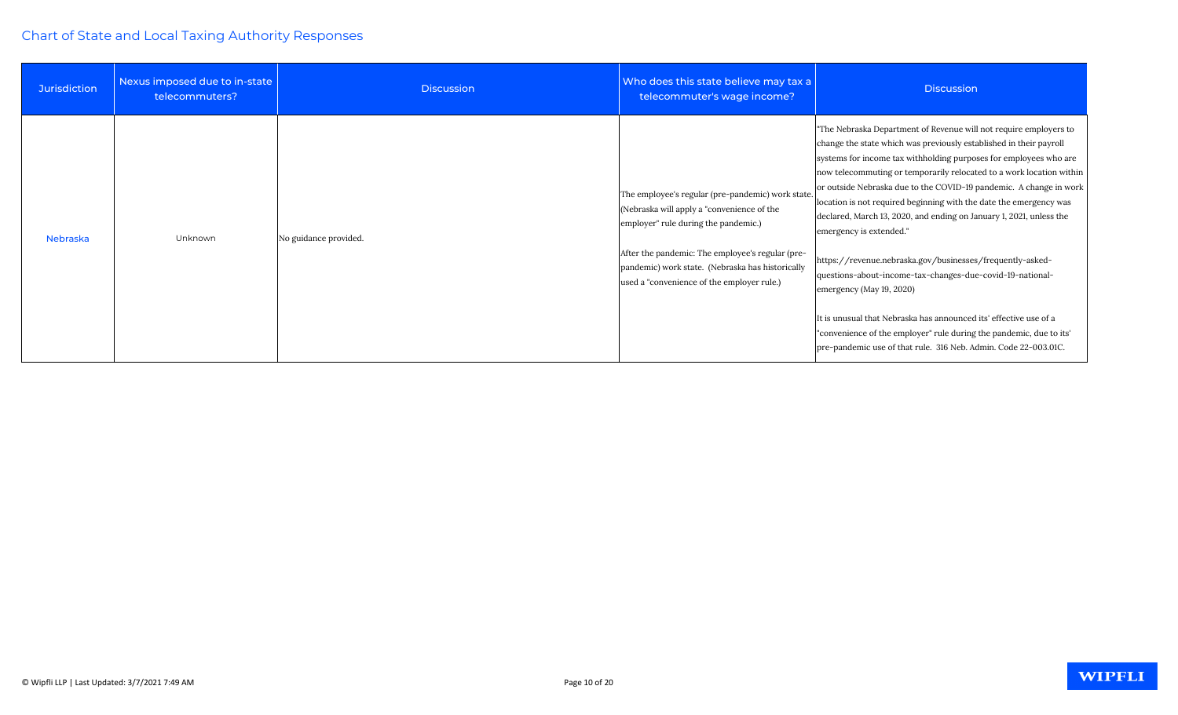## Chart of State and Local Taxing Authority Responses

| Jurisdiction | Nexus imposed due to in-state telecommuters? | Discussion | Who does this state believe may tax a telecommuter's wage income? | Discussion |
|---|---|---|---|---|
| Nebraska | Unknown | No guidance provided. | The employee's regular (pre-pandemic) work state. (Nebraska will apply a "convenience of the employer" rule during the pandemic.)<br><br>After the pandemic: The employee's regular (pre-pandemic) work state. (Nebraska has historically used a "convenience of the employer rule.) | "The Nebraska Department of Revenue will not require employers to change the state which was previously established in their payroll systems for income tax withholding purposes for employees who are now telecommuting or temporarily relocated to a work location within or outside Nebraska due to the COVID-19 pandemic. A change in work location is not required beginning with the date the emergency was declared, March 13, 2020, and ending on January 1, 2021, unless the emergency is extended."<br><br>https://revenue.nebraska.gov/businesses/frequently-asked-questions-about-income-tax-changes-due-covid-19-national-emergency (May 19, 2020)<br><br>It is unusual that Nebraska has announced its' effective use of a "convenience of the employer" rule during the pandemic, due to its' pre-pandemic use of that rule. 316 Neb. Admin. Code 22-003.01C. |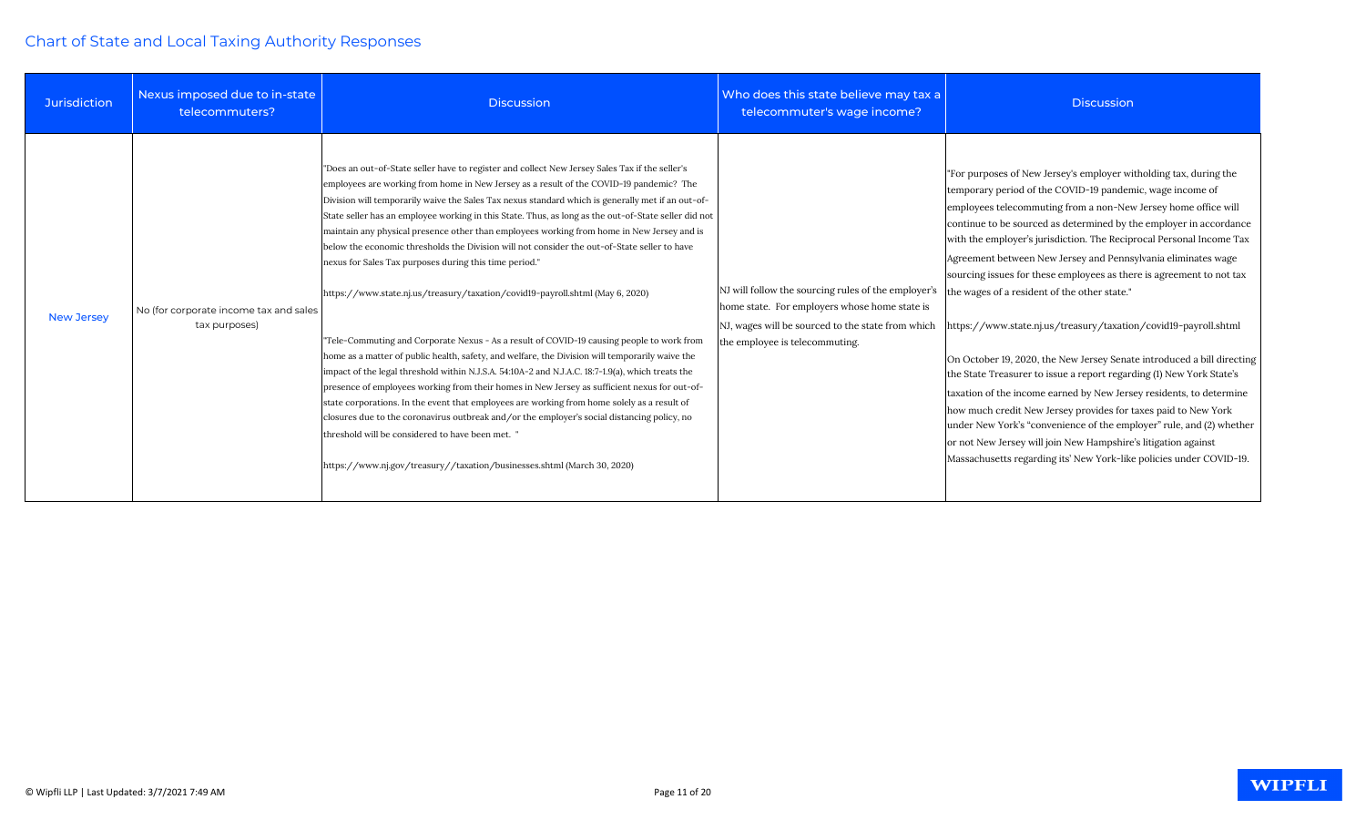## Chart of State and Local Taxing Authority Responses

| Jurisdiction | Nexus imposed due to in-state telecommuters? | Discussion | Who does this state believe may tax a telecommuter's wage income? | Discussion |
|---|---|---|---|---|
| New Jersey | No (for corporate income tax and sales tax purposes) | "Does an out-of-State seller have to register and collect New Jersey Sales Tax if the seller's employees are working from home in New Jersey as a result of the COVID-19 pandemic? The Division will temporarily waive the Sales Tax nexus standard which is generally met if an out-of-State seller has an employee working in this State. Thus, as long as the out-of-State seller did not maintain any physical presence other than employees working from home in New Jersey and is below the economic thresholds the Division will not consider the out-of-State seller to have nexus for Sales Tax purposes during this time period."<br><br>https://www.state.nj.us/treasury/taxation/covid19-payroll.shtml (May 6, 2020)<br><br>"Tele-Commuting and Corporate Nexus - As a result of COVID-19 causing people to work from home as a matter of public health, safety, and welfare, the Division will temporarily waive the impact of the legal threshold within N.J.S.A. 54:10A-2 and N.J.A.C. 18:7-1.9(a), which treats the presence of employees working from their homes in New Jersey as sufficient nexus for out-of-state corporations. In the event that employees are working from home solely as a result of closures due to the coronavirus outbreak and/or the employer's social distancing policy, no threshold will be considered to have been met. "<br><br>https://www.nj.gov/treasury//taxation/businesses.shtml (March 30, 2020) | NJ will follow the sourcing rules of the employer's home state. For employers whose home state is NJ, wages will be sourced to the state from which the employee is telecommuting. | "For purposes of New Jersey's employer witholding tax, during the temporary period of the COVID-19 pandemic, wage income of employees telecommuting from a non-New Jersey home office will continue to be sourced as determined by the employer in accordance with the employer's jurisdiction. The Reciprocal Personal Income Tax Agreement between New Jersey and Pennsylvania eliminates wage sourcing issues for these employees as there is agreement to not tax the wages of a resident of the other state."<br><br>https://www.state.nj.us/treasury/taxation/covid19-payroll.shtml<br><br>On October 19, 2020, the New Jersey Senate introduced a bill directing the State Treasurer to issue a report regarding (1) New York State's taxation of the income earned by New Jersey residents, to determine how much credit New Jersey provides for taxes paid to New York under New York's "convenience of the employer" rule, and (2) whether or not New Jersey will join New Hampshire's litigation against Massachusetts regarding its' New York-like policies under COVID-19. |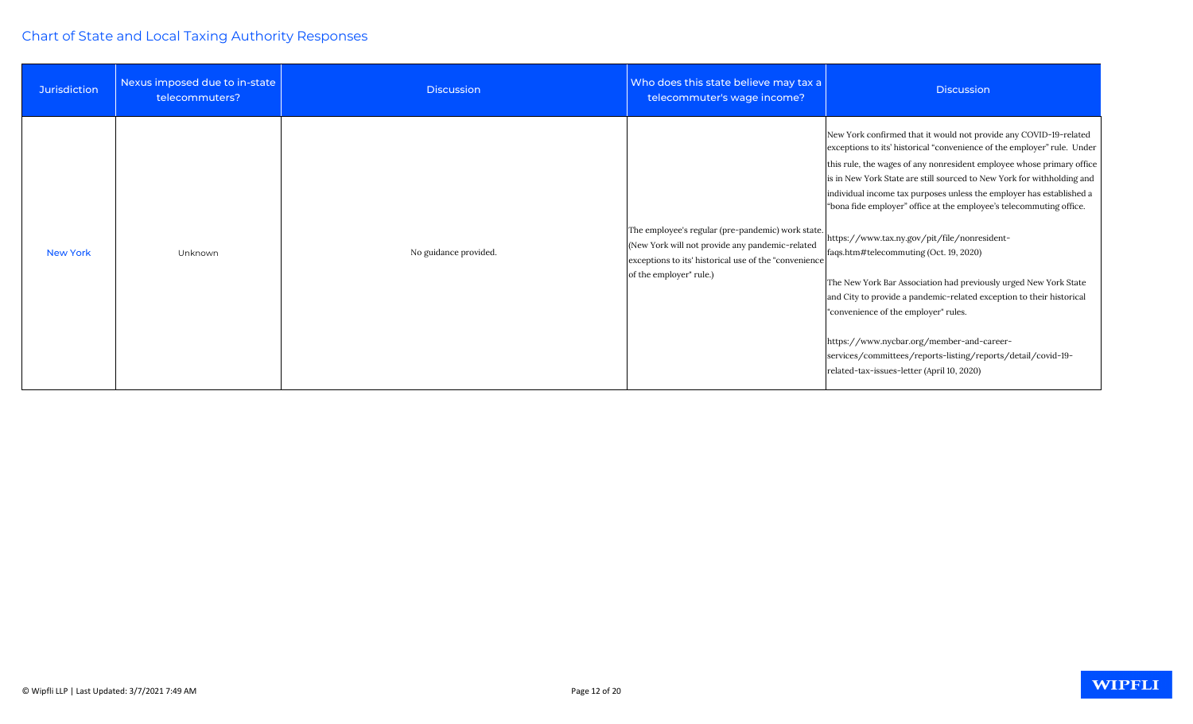## Chart of State and Local Taxing Authority Responses

| Jurisdiction | Nexus imposed due to in-state telecommuters? | Discussion | Who does this state believe may tax a telecommuter's wage income? | Discussion |
|---|---|---|---|---|
| New York | Unknown | No guidance provided. | The employee's regular (pre-pandemic) work state. (New York will not provide any pandemic-related exceptions to its' historical use of the "convenience of the employer" rule.) | New York confirmed that it would not provide any COVID-19-related exceptions to its' historical "convenience of the employer" rule. Under this rule, the wages of any nonresident employee whose primary office is in New York State are still sourced to New York for withholding and individual income tax purposes unless the employer has established a "bona fide employer" office at the employee's telecommuting office.<br><br>https://www.tax.ny.gov/pit/file/nonresident-faqs.htm#telecommuting (Oct. 19, 2020)<br><br>The New York Bar Association had previously urged New York State and City to provide a pandemic-related exception to their historical "convenience of the employer" rules.<br><br>https://www.nycbar.org/member-and-career-services/committees/reports-listing/reports/detail/covid-19-related-tax-issues-letter (April 10, 2020) |

© Wipfli LLP | Last Updated: 3/7/2021 7:49 AM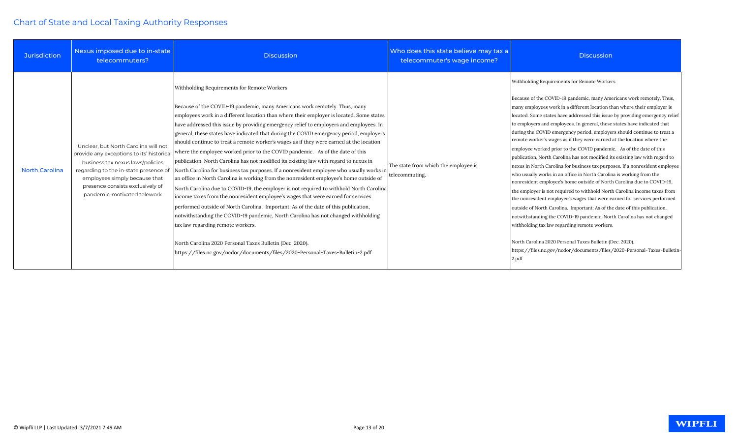## Chart of State and Local Taxing Authority Responses

| Jurisdiction | Nexus imposed due to in-state telecommuters? | Discussion | Who does this state believe may tax a telecommuter's wage income? | Discussion |
|---|---|---|---|---|
| North Carolina | Unclear, but North Carolina will not provide any exceptions to its' historical business tax nexus laws/policies regarding to the in-state presence of employees simply because that presence consists exclusively of pandemic-motivated telework | Withholding Requirements for Remote Workers<br><br>Because of the COVID-19 pandemic, many Americans work remotely. Thus, many employees work in a different location than where their employer is located. Some states have addressed this issue by providing emergency relief to employers and employees. In general, these states have indicated that during the COVID emergency period, employers should continue to treat a remote worker's wages as if they were earned at the location where the employee worked prior to the COVID pandemic. As of the date of this publication, North Carolina has not modified its existing law with regard to nexus in North Carolina for business tax purposes. If a nonresident employee who usually works in an office in North Carolina is working from the nonresident employee's home outside of North Carolina due to COVID-19, the employer is not required to withhold North Carolina income taxes from the nonresident employee's wages that were earned for services performed outside of North Carolina. Important: As of the date of this publication, notwithstanding the COVID-19 pandemic, North Carolina has not changed withholding tax law regarding remote workers.<br><br>North Carolina 2020 Personal Taxes Bulletin (Dec. 2020).<br>https://files.nc.gov/ncdor/documents/files/2020-Personal-Taxes-Bulletin-2.pdf | The state from which the employee is telecommuting. | Withholding Requirements for Remote Workers<br><br>Because of the COVID-19 pandemic, many Americans work remotely. Thus, many employees work in a different location than where their employer is located. Some states have addressed this issue by providing emergency relief to employers and employees. In general, these states have indicated that during the COVID emergency period, employers should continue to treat a remote worker's wages as if they were earned at the location where the employee worked prior to the COVID pandemic. As of the date of this publication, North Carolina has not modified its existing law with regard to nexus in North Carolina for business tax purposes. If a nonresident employee who usually works in an office in North Carolina is working from the nonresident employee's home outside of North Carolina due to COVID-19, the employer is not required to withhold North Carolina income taxes from the nonresident employee's wages that were earned for services performed outside of North Carolina. Important: As of the date of this publication, notwithstanding the COVID-19 pandemic, North Carolina has not changed withholding tax law regarding remote workers.<br><br>North Carolina 2020 Personal Taxes Bulletin (Dec. 2020).<br>https://files.nc.gov/ncdor/documents/files/2020-Personal-Taxes-Bulletin-2.pdf |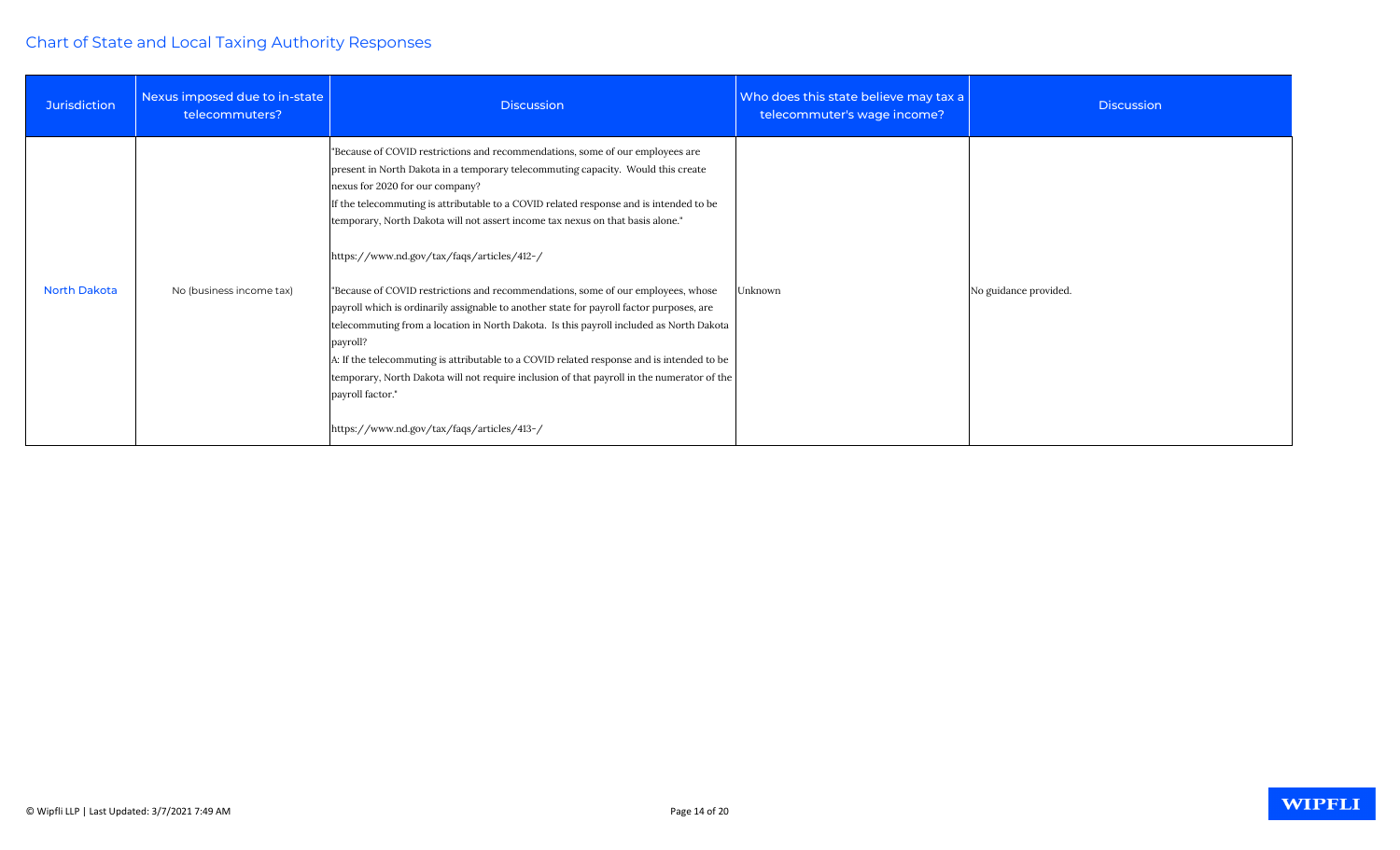## Chart of State and Local Taxing Authority Responses

| Jurisdiction | Nexus imposed due to in-state telecommuters? | Discussion | Who does this state believe may tax a telecommuter's wage income? | Discussion |
|---|---|---|---|---|
| North Dakota | No (business income tax) | "Because of COVID restrictions and recommendations, some of our employees are present in North Dakota in a temporary telecommuting capacity. Would this create nexus for 2020 for our company?<br>If the telecommuting is attributable to a COVID related response and is intended to be temporary, North Dakota will not assert income tax nexus on that basis alone."<br><br>https://www.nd.gov/tax/faqs/articles/412-/<br><br>"Because of COVID restrictions and recommendations, some of our employees, whose payroll which is ordinarily assignable to another state for payroll factor purposes, are telecommuting from a location in North Dakota. Is this payroll included as North Dakota payroll?<br>A: If the telecommuting is attributable to a COVID related response and is intended to be temporary, North Dakota will not require inclusion of that payroll in the numerator of the payroll factor."<br><br>https://www.nd.gov/tax/faqs/articles/413-/ | Unknown | No guidance provided. |

© Wipfli LLP | Last Updated: 3/7/2021 7:49 AM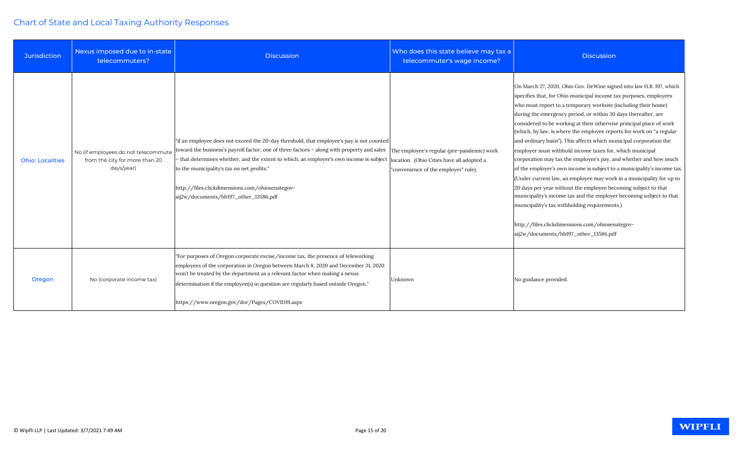Chart of State and Local Taxing Authority Responses

| Jurisdiction | Nexus imposed due to in-state telecommuters? | Discussion | Who does this state believe may tax a telecommuter's wage income? | Discussion |
|---|---|---|---|---|
| Ohio: Localities | No (if employees do not telecommute from the city for more than 20 days/year) | "if an employee does not exceed the 20-day threshold, that employee's pay is not counted toward the business's payroll factor, one of three factors – along with property and sales – that determines whether, and the extent to which, an employer's own income is subject to the municipality's tax on net profits."<br><br>http://files.clickdimensions.com/ohiosenategov-aij2w/documents/hb197_other_13586.pdf | The employee's regular (pre-pandemic) work location. (Ohio Cities have all adopted a "convenience of the employer" rule). | On March 27, 2020, Ohio Gov. DeWine signed into law H.B. 197, which specifies that, for Ohio municipal income tax purposes, employees who must report to a temporary worksite (including their home) during the emergency period, or within 30 days thereafter, are considered to be working at their otherwise principal place of work (which, by law, is where the employee reports for work on "a regular and ordinary basis"). This affects which municipal corporation the employer must withhold income taxes for, which municipal corporation may tax the employee's pay, and whether and how much of the employer's own income is subject to a municipality's income tax. (Under current law, an employee may work in a municipality for up to 20 days per year without the employee becoming subject to that municipality's income tax and the employer becoming subject to that municipality's tax withholding requirements.)<br><br>http://files.clickdimensions.com/ohiosenategov-aij2w/documents/hb197_other_13586.pdf |
| Oregon | No (corporate income tax) | "For purposes of Oregon corporate excise/income tax, the presence of teleworking employees of the corporation in Oregon between March 8, 2020 and December 31, 2020 won't be treated by the department as a relevant factor when making a nexus determination if the employee(s) in question are regularly based outside Oregon."<br><br>https://www.oregon.gov/dor/Pages/COVID19.aspx | Unknown | No guidance provided. |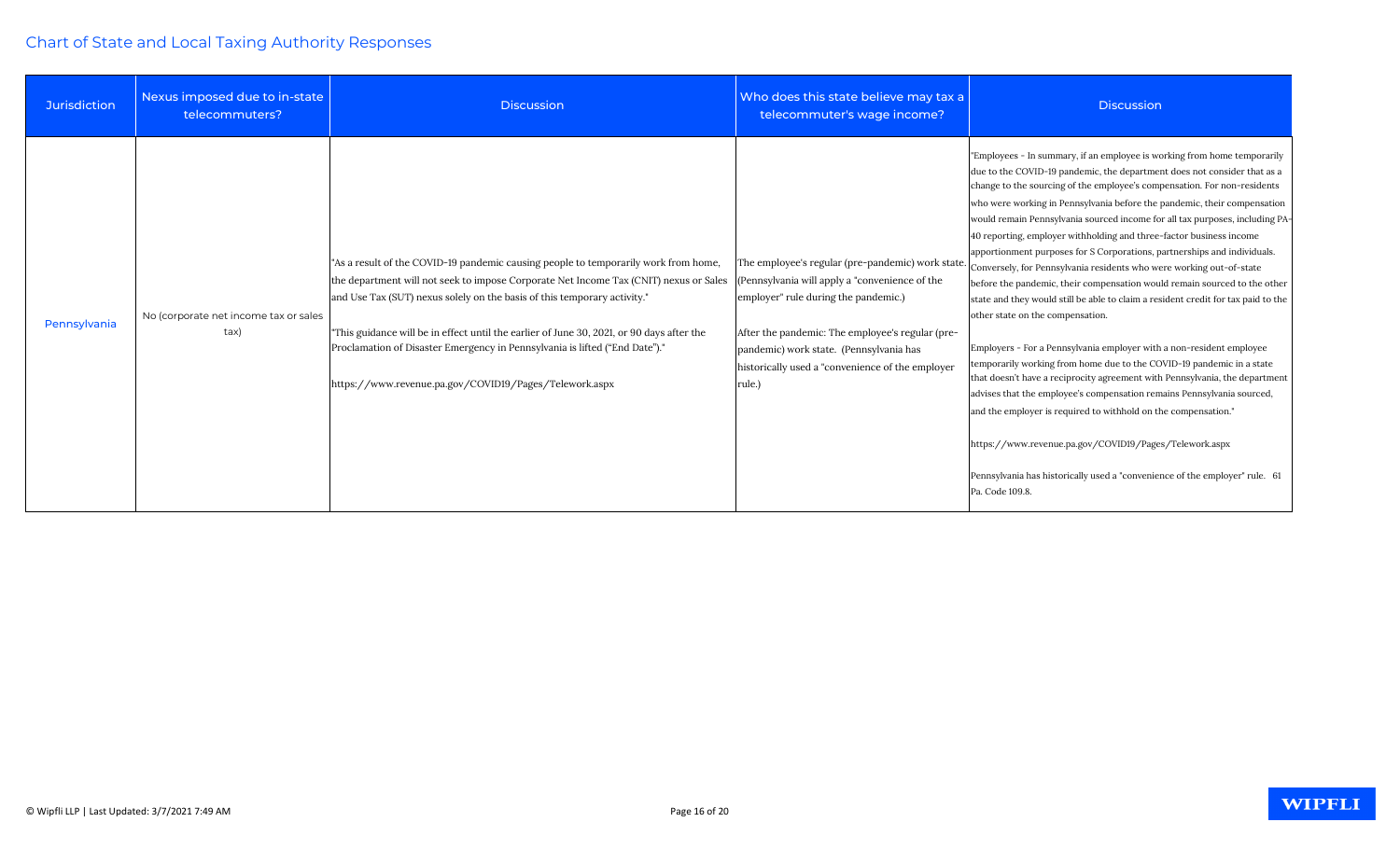## Chart of State and Local Taxing Authority Responses

| Jurisdiction | Nexus imposed due to in-state telecommuters? | Discussion | Who does this state believe may tax a telecommuter's wage income? | Discussion |
|---|---|---|---|---|
| Pennsylvania | No (corporate net income tax or sales tax) | "As a result of the COVID-19 pandemic causing people to temporarily work from home, the department will not seek to impose Corporate Net Income Tax (CNIT) nexus or Sales and Use Tax (SUT) nexus solely on the basis of this temporary activity."<br><br>"This guidance will be in effect until the earlier of June 30, 2021, or 90 days after the Proclamation of Disaster Emergency in Pennsylvania is lifted ("End Date")."<br><br>https://www.revenue.pa.gov/COVID19/Pages/Telework.aspx | The employee's regular (pre-pandemic) work state. (Pennsylvania will apply a "convenience of the employer" rule during the pandemic.)<br><br>After the pandemic: The employee's regular (pre-pandemic) work state. (Pennsylvania has historically used a "convenience of the employer rule.) | "Employees - In summary, if an employee is working from home temporarily due to the COVID-19 pandemic, the department does not consider that as a change to the sourcing of the employee's compensation. For non-residents who were working in Pennsylvania before the pandemic, their compensation would remain Pennsylvania sourced income for all tax purposes, including PA-40 reporting, employer withholding and three-factor business income apportionment purposes for S Corporations, partnerships and individuals. Conversely, for Pennsylvania residents who were working out-of-state before the pandemic, their compensation would remain sourced to the other state and they would still be able to claim a resident credit for tax paid to the other state on the compensation.<br><br>Employers - For a Pennsylvania employer with a non-resident employee temporarily working from home due to the COVID-19 pandemic in a state that doesn't have a reciprocity agreement with Pennsylvania, the department advises that the employee's compensation remains Pennsylvania sourced, and the employer is required to withhold on the compensation."<br><br>https://www.revenue.pa.gov/COVID19/Pages/Telework.aspx<br><br>Pennsylvania has historically used a "convenience of the employer" rule. 61 Pa. Code 109.8. |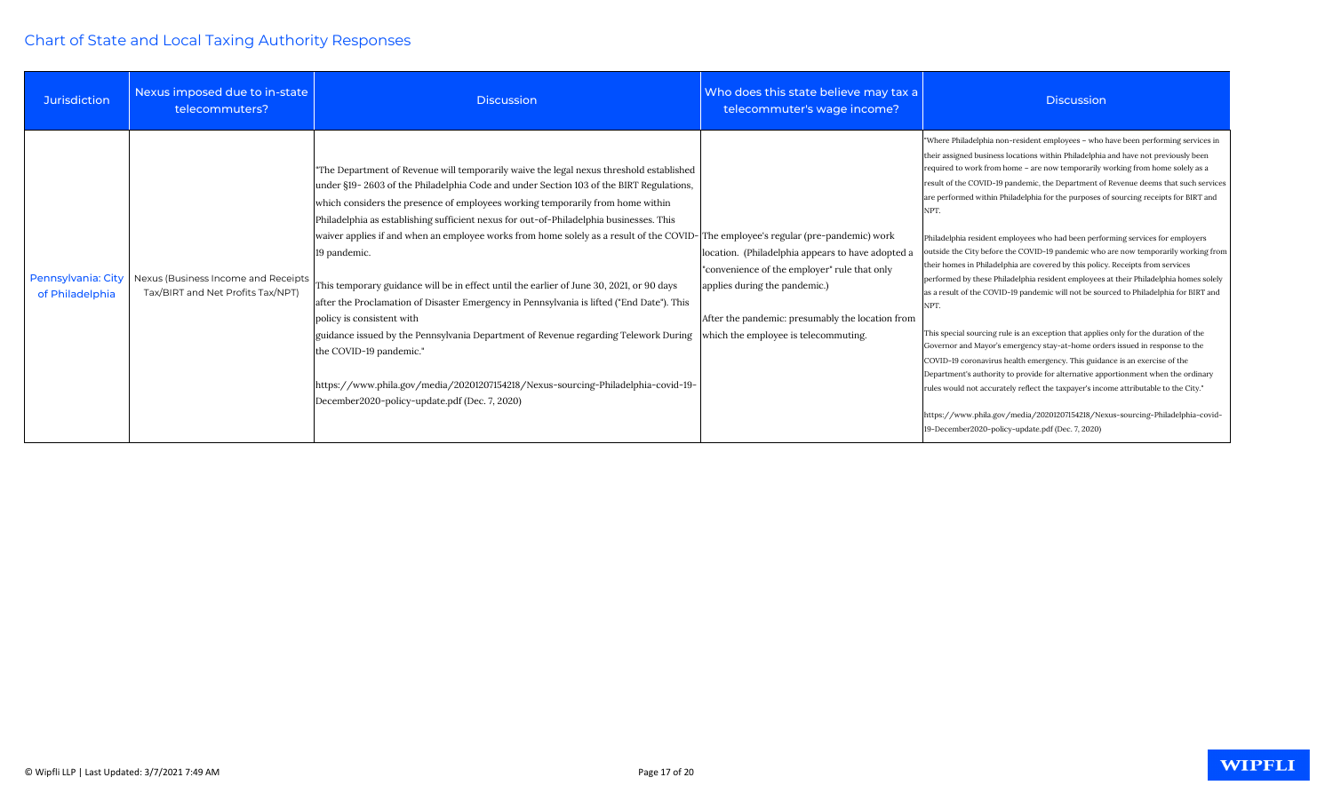# Chart of State and Local Taxing Authority Responses

| Jurisdiction | Nexus imposed due to in-state telecommuters? | Discussion | Who does this state believe may tax a telecommuter's wage income? | Discussion |
|---|---|---|---|---|
| Pennsylvania: City of Philadelphia | Nexus (Business Income and Receipts Tax/BIRT and Net Profits Tax/NPT) | "The Department of Revenue will temporarily waive the legal nexus threshold established under §19- 2603 of the Philadelphia Code and under Section 103 of the BIRT Regulations, which considers the presence of employees working temporarily from home within Philadelphia as establishing sufficient nexus for out-of-Philadelphia businesses. This waiver applies if and when an employee works from home solely as a result of the COVID-19 pandemic.<br><br>This temporary guidance will be in effect until the earlier of June 30, 2021, or 90 days after the Proclamation of Disaster Emergency in Pennsylvania is lifted ("End Date"). This policy is consistent with guidance issued by the Pennsylvania Department of Revenue regarding Telework During the COVID-19 pandemic."<br><br>https://www.phila.gov/media/20201207154218/Nexus-sourcing-Philadelphia-covid-19-December2020-policy-update.pdf (Dec. 7, 2020) | The employee's regular (pre-pandemic) work location. (Philadelphia appears to have adopted a "convenience of the employer" rule that only applies during the pandemic.)<br><br>After the pandemic: presumably the location from which the employee is telecommuting. | "Where Philadelphia non-resident employees – who have been performing services in their assigned business locations within Philadelphia and have not previously been required to work from home – are now temporarily working from home solely as a result of the COVID-19 pandemic, the Department of Revenue deems that such services are performed within Philadelphia for the purposes of sourcing receipts for BIRT and NPT.<br><br>Philadelphia resident employees who had been performing services for employers outside the City before the COVID-19 pandemic who are now temporarily working from their homes in Philadelphia are covered by this policy. Receipts from services performed by these Philadelphia resident employees at their Philadelphia homes solely as a result of the COVID-19 pandemic will not be sourced to Philadelphia for BIRT and NPT.<br><br>This special sourcing rule is an exception that applies only for the duration of the Governor and Mayor's emergency stay-at-home orders issued in response to the COVID-19 coronavirus health emergency. This guidance is an exercise of the Department's authority to provide for alternative apportionment when the ordinary rules would not accurately reflect the taxpayer's income attributable to the City."<br><br>https://www.phila.gov/media/20201207154218/Nexus-sourcing-Philadelphia-covid-19-December2020-policy-update.pdf (Dec. 7, 2020) |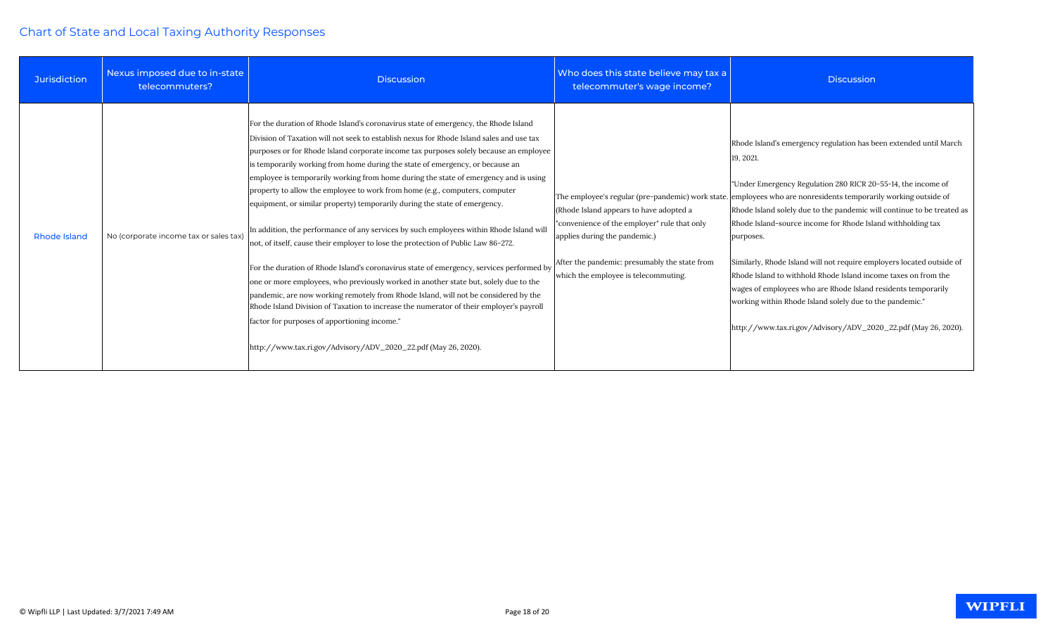## Chart of State and Local Taxing Authority Responses

| Jurisdiction | Nexus imposed due to in-state telecommuters? | Discussion | Who does this state believe may tax a telecommuter's wage income? | Discussion |
|---|---|---|---|---|
| Rhode Island | No (corporate income tax or sales tax) | For the duration of Rhode Island's coronavirus state of emergency, the Rhode Island Division of Taxation will not seek to establish nexus for Rhode Island sales and use tax purposes or for Rhode Island corporate income tax purposes solely because an employee is temporarily working from home during the state of emergency, or because an employee is temporarily working from home during the state of emergency and is using property to allow the employee to work from home (e.g., computers, computer equipment, or similar property) temporarily during the state of emergency.<br><br>In addition, the performance of any services by such employees within Rhode Island will not, of itself, cause their employer to lose the protection of Public Law 86-272.<br><br>For the duration of Rhode Island's coronavirus state of emergency, services performed by one or more employees, who previously worked in another state but, solely due to the pandemic, are now working remotely from Rhode Island, will not be considered by the Rhode Island Division of Taxation to increase the numerator of their employer's payroll factor for purposes of apportioning income."<br><br>http://www.tax.ri.gov/Advisory/ADV_2020_22.pdf (May 26, 2020). | The employee's regular (pre-pandemic) work state. (Rhode Island appears to have adopted a "convenience of the employer" rule that only applies during the pandemic.)<br><br>After the pandemic: presumably the state from which the employee is telecommuting. | Rhode Island's emergency regulation has been extended until March 19, 2021.<br><br>"Under Emergency Regulation 280 RICR 20-55-14, the income of employees who are nonresidents temporarily working outside of Rhode Island solely due to the pandemic will continue to be treated as Rhode Island-source income for Rhode Island withholding tax purposes.<br><br>Similarly, Rhode Island will not require employers located outside of Rhode Island to withhold Rhode Island income taxes on from the wages of employees who are Rhode Island residents temporarily working within Rhode Island solely due to the pandemic."<br><br>http://www.tax.ri.gov/Advisory/ADV_2020_22.pdf (May 26, 2020). |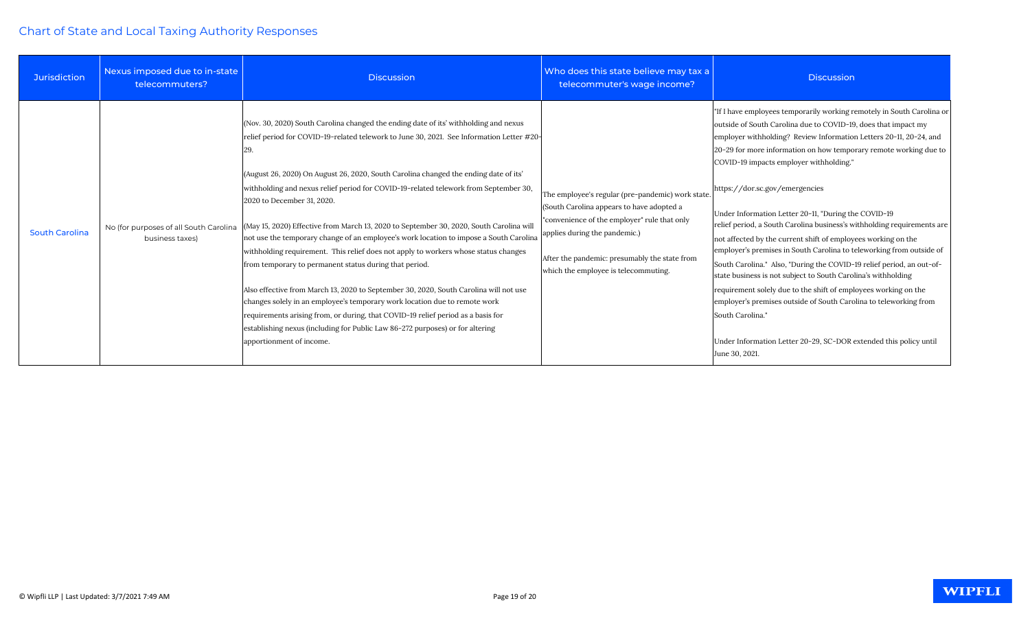## Chart of State and Local Taxing Authority Responses

| Jurisdiction | Nexus imposed due to in-state telecommuters? | Discussion | Who does this state believe may tax a telecommuter's wage income? | Discussion |
|---|---|---|---|---|
| South Carolina | No (for purposes of all South Carolina business taxes) | (Nov. 30, 2020) South Carolina changed the ending date of its' withholding and nexus relief period for COVID-19-related telework to June 30, 2021. See Information Letter #20-29.<br><br>(August 26, 2020) On August 26, 2020, South Carolina changed the ending date of its' withholding and nexus relief period for COVID-19-related telework from September 30, 2020 to December 31, 2020.<br><br>(May 15, 2020) Effective from March 13, 2020 to September 30, 2020, South Carolina will not use the temporary change of an employee's work location to impose a South Carolina withholding requirement. This relief does not apply to workers whose status changes from temporary to permanent status during that period.<br><br>Also effective from March 13, 2020 to September 30, 2020, South Carolina will not use changes solely in an employee's temporary work location due to remote work requirements arising from, or during, that COVID-19 relief period as a basis for establishing nexus (including for Public Law 86-272 purposes) or for altering apportionment of income. | The employee's regular (pre-pandemic) work state. (South Carolina appears to have adopted a "convenience of the employer" rule that only applies during the pandemic.)<br><br>After the pandemic: presumably the state from which the employee is telecommuting. | "If I have employees temporarily working remotely in South Carolina or outside of South Carolina due to COVID-19, does that impact my employer withholding? Review Information Letters 20-11, 20-24, and 20-29 for more information on how temporary remote working due to COVID-19 impacts employer withholding."<br><br>https://dor.sc.gov/emergencies<br><br>Under Information Letter 20-11, "During the COVID-19 relief period, a South Carolina business's withholding requirements are not affected by the current shift of employees working on the employer's premises in South Carolina to teleworking from outside of South Carolina." Also, "During the COVID-19 relief period, an out-of-state business is not subject to South Carolina's withholding requirement solely due to the shift of employees working on the employer's premises outside of South Carolina to teleworking from South Carolina."<br><br>Under Information Letter 20-29, SC-DOR extended this policy until June 30, 2021. |

© Wipfli LLP | Last Updated: 3/7/2021 7:49 AM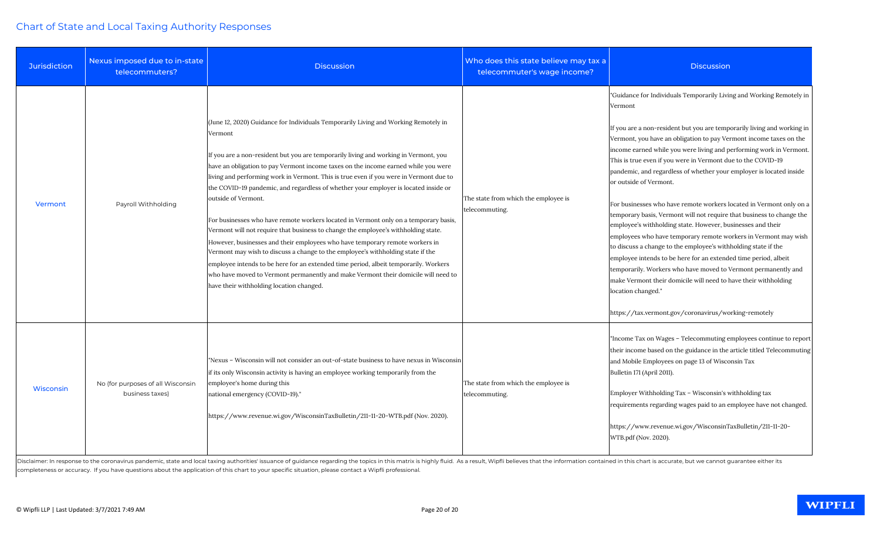## Chart of State and Local Taxing Authority Responses

| Jurisdiction | Nexus imposed due to in-state telecommuters? | Discussion | Who does this state believe may tax a telecommuter's wage income? | Discussion |
|---|---|---|---|---|
| Vermont | Payroll Withholding | (June 12, 2020) Guidance for Individuals Temporarily Living and Working Remotely in Vermont<br><br>If you are a non-resident but you are temporarily living and working in Vermont, you have an obligation to pay Vermont income taxes on the income earned while you were living and performing work in Vermont. This is true even if you were in Vermont due to the COVID-19 pandemic, and regardless of whether your employer is located inside or outside of Vermont.<br><br>For businesses who have remote workers located in Vermont only on a temporary basis, Vermont will not require that business to change the employee's withholding state. However, businesses and their employees who have temporary remote workers in Vermont may wish to discuss a change to the employee's withholding state if the employee intends to be here for an extended time period, albeit temporarily. Workers who have moved to Vermont permanently and make Vermont their domicile will need to have their withholding location changed. | The state from which the employee is telecommuting. | "Guidance for Individuals Temporarily Living and Working Remotely in Vermont<br><br>If you are a non-resident but you are temporarily living and working in Vermont, you have an obligation to pay Vermont income taxes on the income earned while you were living and performing work in Vermont. This is true even if you were in Vermont due to the COVID-19 pandemic, and regardless of whether your employer is located inside or outside of Vermont.<br><br>For businesses who have remote workers located in Vermont only on a temporary basis, Vermont will not require that business to change the employee's withholding state. However, businesses and their employees who have temporary remote workers in Vermont may wish to discuss a change to the employee's withholding state if the employee intends to be here for an extended time period, albeit temporarily. Workers who have moved to Vermont permanently and make Vermont their domicile will need to have their withholding location changed."<br><br>https://tax.vermont.gov/coronavirus/working-remotely |
| Wisconsin | No (for purposes of all Wisconsin business taxes) | "Nexus – Wisconsin will not consider an out-of-state business to have nexus in Wisconsin if its only Wisconsin activity is having an employee working temporarily from the employee's home during this national emergency (COVID-19)."<br><br>https://www.revenue.wi.gov/WisconsinTaxBulletin/211-11-20-WTB.pdf (Nov. 2020). | The state from which the employee is telecommuting. | "Income Tax on Wages – Telecommuting employees continue to report their income based on the guidance in the article titled Telecommuting and Mobile Employees on page 13 of Wisconsin Tax Bulletin 171 (April 2011).<br><br>Employer Withholding Tax – Wisconsin's withholding tax requirements regarding wages paid to an employee have not changed.<br><br>https://www.revenue.wi.gov/WisconsinTaxBulletin/211-11-20-WTB.pdf (Nov. 2020). |

Disclaimer: In response to the coronavirus pandemic, state and local taxing authorities' issuance of guidance regarding the topics in this matrix is highly fluid. As a result, Wipfli believes that the information contained in this chart is accurate, but we cannot guarantee either its completeness or accuracy. If you have questions about the application of this chart to your specific situation, please contact a Wipfli professional.

© Wipfli LLP | Last Updated: 3/7/2021 7:49 AM